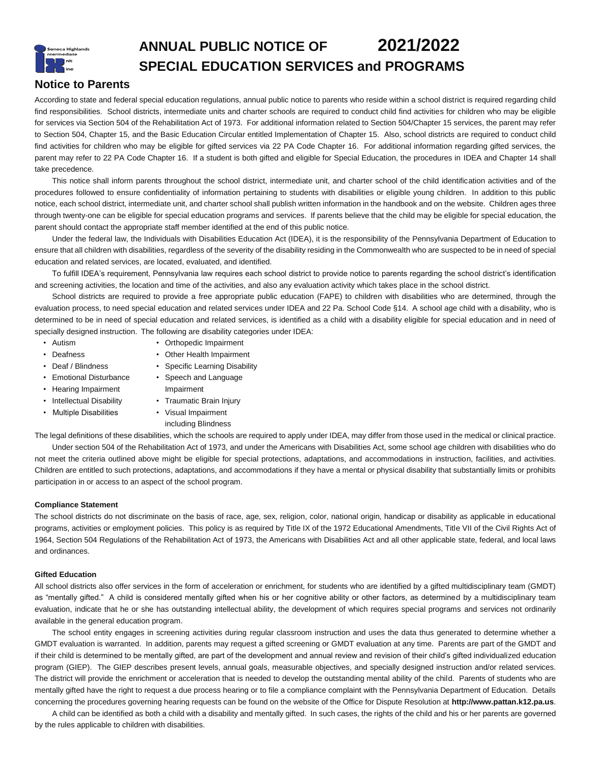# ANNUAL PUBLIC NOTICE OF 2021/2022 SPECIAL EDUCATION SERVICES and PROGRAMS

## Notice to Parents

According to state and federal special education regulations, annual public notice to parents who reside within a school district is required regarding child find responsibilities. School districts, intermediate units and charter schools are required to conduct child find activities for children who may be eligible for services via Section 504 of the Rehabilitation Act of 1973. For additional information related to Section 504/Chapter 15 services, the parent may refer to Section 504, Chapter 15, and the Basic Education Circular entitled Implementation of Chapter 15. Also, school districts are required to conduct child find activities for children who may be eligible for gifted services via 22 PA Code Chapter 16. For additional information regarding gifted services, the parent may refer to 22 PA Code Chapter 16. If a student is both gifted and eligible for Special Education, the procedures in IDEA and Chapter 14 shall take precedence.

This notice shall inform parents throughout the school district, intermediate unit, and charter school of the child identification activities and of the procedures followed to ensure confidentiality of information pertaining to students with disabilities or eligible young children. In addition to this public notice, each school district, intermediate unit, and charter school shall publish written information in the handbook and on the website. Children ages three through twenty-one can be eligible for special education programs and services. If parents believe that the child may be eligible for special education, the parent should contact the appropriate staff member identified at the end of this public notice.

Under the federal law, the Individuals with Disabilities Education Act (IDEA), it is the responsibility of the Pennsylvania Department of Education to ensure that all children with disabilities, regardless of the severity of the disability residing in the Commonwealth who are suspected to be in need of special education and related services, are located, evaluated, and identified.

To fulfill IDEA's requirement, Pennsylvania law requires each school district to provide notice to parents regarding the school district's identification and screening activities, the location and time of the activities, and also any evaluation activity which takes place in the school district.

School districts are required to provide a free appropriate public education (FAPE) to children with disabilities who are determined, through the evaluation process, to need special education and related services under IDEA and 22 Pa. School Code §14. A school age child with a disability, who is determined to be in need of special education and related services, is identified as a child with a disability eligible for special education and in need of specially designed instruction. The following are disability categories under IDEA:

- Autism
- Deafness
- Deaf / Blindness
- Emotional Disturbance
- Hearing Impairment
- Intellectual Disability
- Multiple Disabilities
- Orthopedic Impairment
- Other Health Impairment
- Specific Learning Disability
- Speech and Language Impairment
- Traumatic Brain Injury
- Visual Impairment including Blindness

The legal definitions of these disabilities, which the schools are required to apply under IDEA, may differ from those used in the medical or clinical practice.

Under section 504 of the Rehabilitation Act of 1973, and under the Americans with Disabilities Act, some school age children with disabilities who do not meet the criteria outlined above might be eligible for special protections, adaptations, and accommodations in instruction, facilities, and activities. Children are entitled to such protections, adaptations, and accommodations if they have a mental or physical disability that substantially limits or prohibits participation in or access to an aspect of the school program.

### Compliance Statement

The school districts do not discriminate on the basis of race, age, sex, religion, color, national origin, handicap or disability as applicable in educational programs, activities or employment policies. This policy is as required by Title IX of the 1972 Educational Amendments, Title VII of the Civil Rights Act of 1964, Section 504 Regulations of the Rehabilitation Act of 1973, the Americans with Disabilities Act and all other applicable state, federal, and local laws and ordinances.

### Gifted Education

All school districts also offer services in the form of acceleration or enrichment, for students who are identified by a gifted multidisciplinary team (GMDT) as "mentally gifted." A child is considered mentally gifted when his or her cognitive ability or other factors, as determined by a multidisciplinary team evaluation, indicate that he or she has outstanding intellectual ability, the development of which requires special programs and services not ordinarily available in the general education program.

The school entity engages in screening activities during regular classroom instruction and uses the data thus generated to determine whether a GMDT evaluation is warranted. In addition, parents may request a gifted screening or GMDT evaluation at any time. Parents are part of the GMDT and if their child is determined to be mentally gifted, are part of the development and annual review and revision of their child's gifted individualized education program (GIEP). The GIEP describes present levels, annual goals, measurable objectives, and specially designed instruction and/or related services. The district will provide the enrichment or acceleration that is needed to develop the outstanding mental ability of the child. Parents of students who are mentally gifted have the right to request a due process hearing or to file a compliance complaint with the Pennsylvania Department of Education. Details concerning the procedures governing hearing requests can be found on the website of the Office for Dispute Resolution at **http://www.pattan.k12.pa.us**.

A child can be identified as both a child with a disability and mentally gifted. In such cases, the rights of the child and his or her parents are governed by the rules applicable to children with disabilities.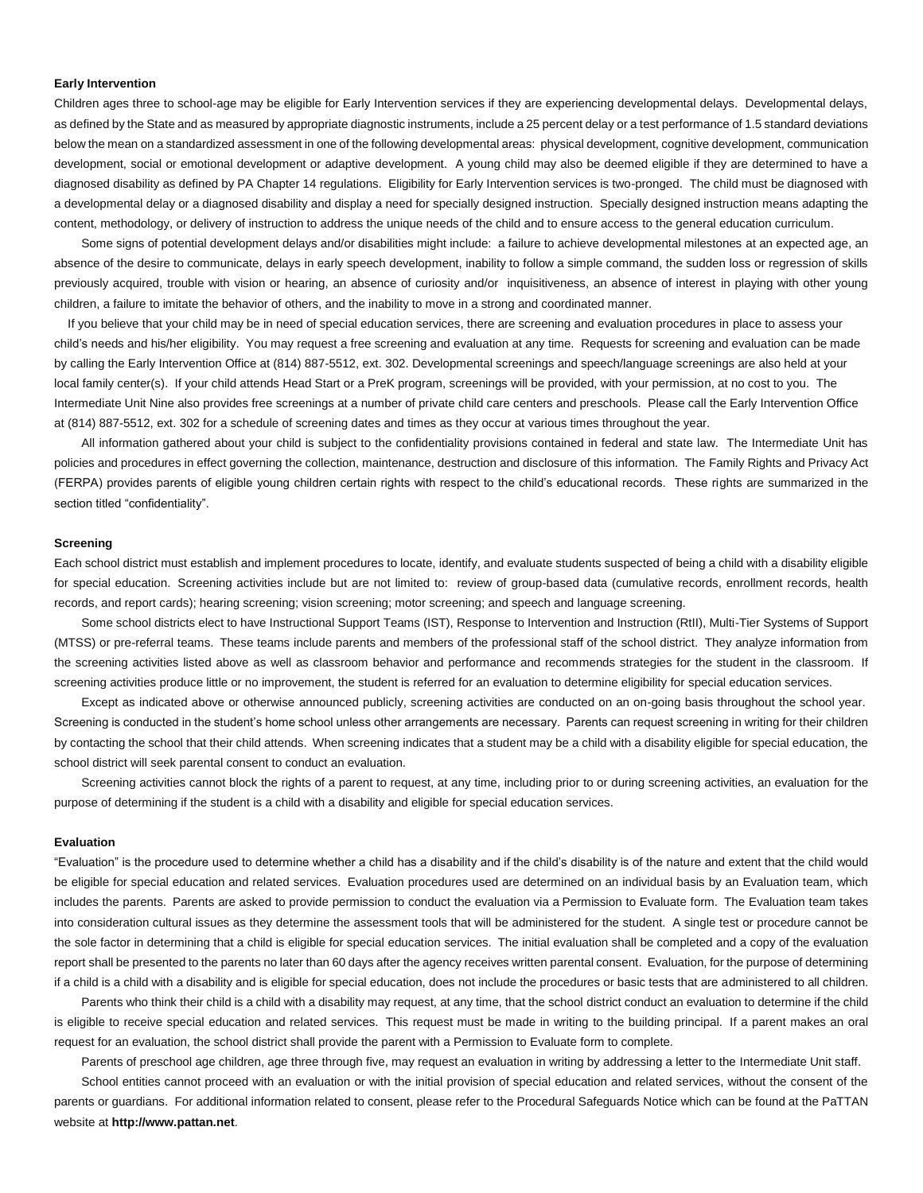**Early Intervention**

Children ages three to school-age may be eligible for Early Intervention services if they are experiencing developmental delays. Developmental delays, as defined by the State and as measured by appropriate diagnostic instruments, include a 25 percent delay or a test performance of 1.5 standard deviations below the mean on a standardized assessment in one of the following developmental areas: physical development, cognitive development, communication development, social or emotional development or adaptive development. A young child may also be deemed eligible if they are determined to have a diagnosed disability as defined by PA Chapter 14 regulations. Eligibility for Early Intervention services is two-pronged. The child must be diagnosed with a developmental delay or a diagnosed disability and display a need for specially designed instruction. Specially designed instruction means adapting the content, methodology, or delivery of instruction to address the unique needs of the child and to ensure access to the general education curriculum.

Some signs of potential development delays and/or disabilities might include: a failure to achieve developmental milestones at an expected age, an absence of the desire to communicate, delays in early speech development, inability to follow a simple command, the sudden loss or regression of skills previously acquired, trouble with vision or hearing, an absence of curiosity and/or inquisitiveness, an absence of interest in playing with other young children, a failure to imitate the behavior of others, and the inability to move in a strong and coordinated manner.

If you believe that your child may be in need of special education services, there are screening and evaluation procedures in place to assess your child's needs and his/her eligibility. You may request a free screening and evaluation at any time. Requests for screening and evaluation can be made by calling the Early Intervention Office at (814) 887-5512, ext. 302. Developmental screenings and speech/language screenings are also held at your local family center(s). If your child attends Head Start or a PreK program, screenings will be provided, with your permission, at no cost to you. The Intermediate Unit Nine also provides free screenings at a number of private child care centers and preschools. Please call the Early Intervention Office at (814) 887-5512, ext. 302 for a schedule of screening dates and times as they occur at various times throughout the year.

All information gathered about your child is subject to the confidentiality provisions contained in federal and state law. The Intermediate Unit has policies and procedures in effect governing the collection, maintenance, destruction and disclosure of this information. The Family Rights and Privacy Act (FERPA) provides parents of eligible young children certain rights with respect to the child's educational records. These rights are summarized in the section titled "confidentiality".

**Screening**

Each school district must establish and implement procedures to locate, identify, and evaluate students suspected of being a child with a disability eligible for special education. Screening activities include but are not limited to: review of group-based data (cumulative records, enrollment records, health records, and report cards); hearing screening; vision screening; motor screening; and speech and language screening.

Some school districts elect to have Instructional Support Teams (IST), Response to Intervention and Instruction (RtII), Multi-Tier Systems of Support (MTSS) or pre-referral teams. These teams include parents and members of the professional staff of the school district. They analyze information from the screening activities listed above as well as classroom behavior and performance and recommends strategies for the student in the classroom. If screening activities produce little or no improvement, the student is referred for an evaluation to determine eligibility for special education services.

Except as indicated above or otherwise announced publicly, screening activities are conducted on an on-going basis throughout the school year. Screening is conducted in the student's home school unless other arrangements are necessary. Parents can request screening in writing for their children by contacting the school that their child attends. When screening indicates that a student may be a child with a disability eligible for special education, the school district will seek parental consent to conduct an evaluation.

Screening activities cannot block the rights of a parent to request, at any time, including prior to or during screening activities, an evaluation for the purpose of determining if the student is a child with a disability and eligible for special education services.

**Evaluation**

"Evaluation" is the procedure used to determine whether a child has a disability and if the child's disability is of the nature and extent that the child would be eligible for special education and related services. Evaluation procedures used are determined on an individual basis by an Evaluation team, which includes the parents. Parents are asked to provide permission to conduct the evaluation via a Permission to Evaluate form. The Evaluation team takes into consideration cultural issues as they determine the assessment tools that will be administered for the student. A single test or procedure cannot be the sole factor in determining that a child is eligible for special education services. The initial evaluation shall be completed and a copy of the evaluation report shall be presented to the parents no later than 60 days after the agency receives written parental consent. Evaluation, for the purpose of determining if a child is a child with a disability and is eligible for special education, does not include the procedures or basic tests that are administered to all children.

Parents who think their child is a child with a disability may request, at any time, that the school district conduct an evaluation to determine if the child is eligible to receive special education and related services. This request must be made in writing to the building principal. If a parent makes an oral request for an evaluation, the school district shall provide the parent with a Permission to Evaluate form to complete.

Parents of preschool age children, age three through five, may request an evaluation in writing by addressing a letter to the Intermediate Unit staff.

School entities cannot proceed with an evaluation or with the initial provision of special education and related services, without the consent of the parents or guardians. For additional information related to consent, please refer to the Procedural Safeguards Notice which can be found at the PaTTAN website at **http://www.pattan.net**.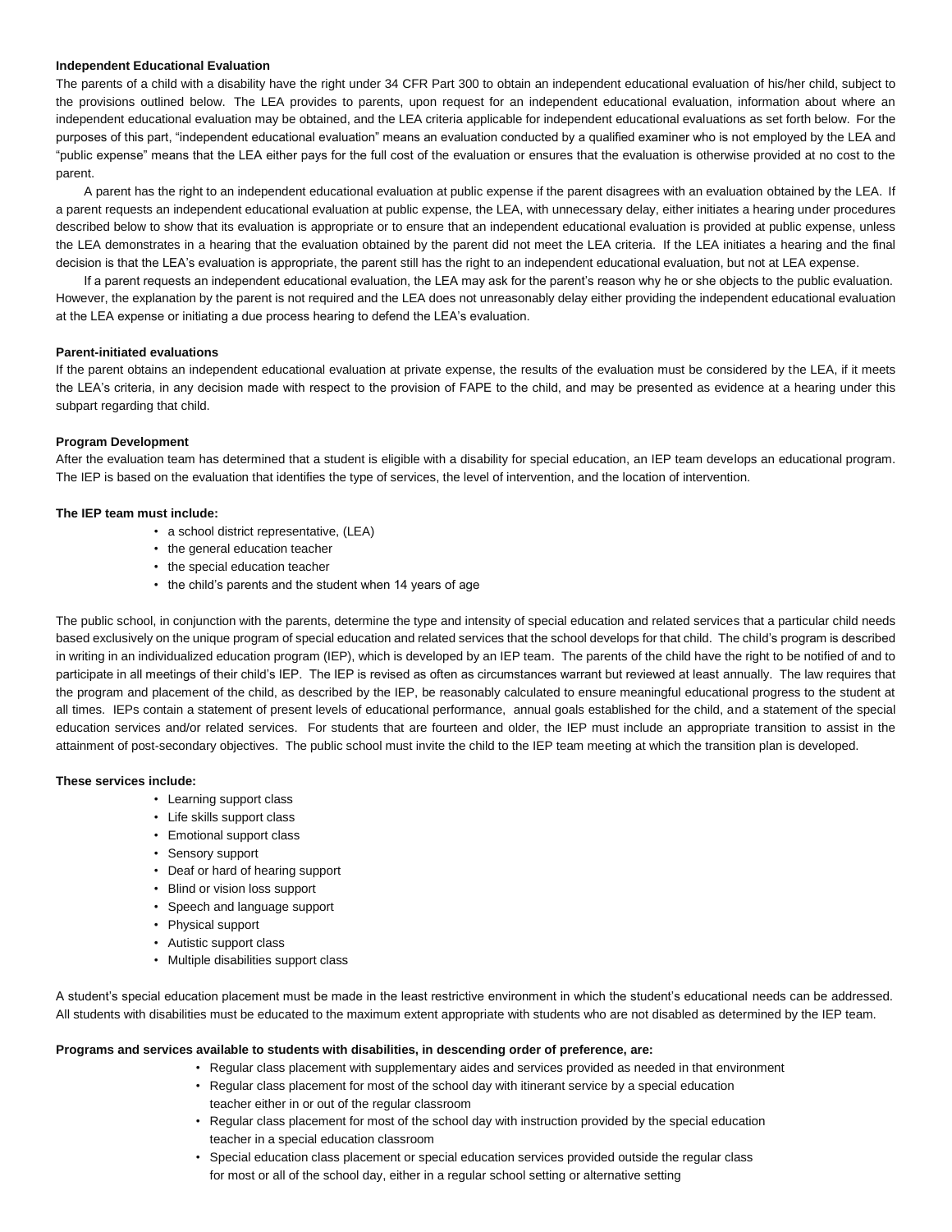**Independent Educational Evaluation**

The parents of a child with a disability have the right under 34 CFR Part 300 to obtain an independent educational evaluation of his/her child, subject to the provisions outlined below. The LEA provides to parents, upon request for an independent educational evaluation, information about where an independent educational evaluation may be obtained, and the LEA criteria applicable for independent educational evaluations as set forth below. For the purposes of this part, "independent educational evaluation" means an evaluation conducted by a qualified examiner who is not employed by the LEA and "public expense" means that the LEA either pays for the full cost of the evaluation or ensures that the evaluation is otherwise provided at no cost to the parent.

A parent has the right to an independent educational evaluation at public expense if the parent disagrees with an evaluation obtained by the LEA. If a parent requests an independent educational evaluation at public expense, the LEA, with unnecessary delay, either initiates a hearing under procedures described below to show that its evaluation is appropriate or to ensure that an independent educational evaluation is provided at public expense, unless the LEA demonstrates in a hearing that the evaluation obtained by the parent did not meet the LEA criteria. If the LEA initiates a hearing and the final decision is that the LEA's evaluation is appropriate, the parent still has the right to an independent educational evaluation, but not at LEA expense.

If a parent requests an independent educational evaluation, the LEA may ask for the parent's reason why he or she objects to the public evaluation. However, the explanation by the parent is not required and the LEA does not unreasonably delay either providing the independent educational evaluation at the LEA expense or initiating a due process hearing to defend the LEA's evaluation.

**Parent-initiated evaluations**

If the parent obtains an independent educational evaluation at private expense, the results of the evaluation must be considered by the LEA, if it meets the LEA's criteria, in any decision made with respect to the provision of FAPE to the child, and may be presented as evidence at a hearing under this subpart regarding that child.

**Program Development**

After the evaluation team has determined that a student is eligible with a disability for special education, an IEP team develops an educational program. The IEP is based on the evaluation that identifies the type of services, the level of intervention, and the location of intervention.

**The IEP team must include:**

- a school district representative, (LEA)
- the general education teacher
- the special education teacher
- the child's parents and the student when 14 years of age

The public school, in conjunction with the parents, determine the type and intensity of special education and related services that a particular child needs based exclusively on the unique program of special education and related services that the school develops for that child. The child's program is described in writing in an individualized education program (IEP), which is developed by an IEP team. The parents of the child have the right to be notified of and to participate in all meetings of their child's IEP. The IEP is revised as often as circumstances warrant but reviewed at least annually. The law requires that the program and placement of the child, as described by the IEP, be reasonably calculated to ensure meaningful educational progress to the student at all times. IEPs contain a statement of present levels of educational performance, annual goals established for the child, and a statement of the special education services and/or related services. For students that are fourteen and older, the IEP must include an appropriate transition to assist in the attainment of post-secondary objectives. The public school must invite the child to the IEP team meeting at which the transition plan is developed.

**These services include:**

- Learning support class
- Life skills support class
- Emotional support class
- Sensory support
- Deaf or hard of hearing support
- Blind or vision loss support
- Speech and language support
- Physical support
- Autistic support class
- Multiple disabilities support class

A student's special education placement must be made in the least restrictive environment in which the student's educational needs can be addressed. All students with disabilities must be educated to the maximum extent appropriate with students who are not disabled as determined by the IEP team.

**Programs and services available to students with disabilities, in descending order of preference, are:**

- Regular class placement with supplementary aides and services provided as needed in that environment
- Regular class placement for most of the school day with itinerant service by a special education teacher either in or out of the regular classroom
- Regular class placement for most of the school day with instruction provided by the special education teacher in a special education classroom
- Special education class placement or special education services provided outside the regular class for most or all of the school day, either in a regular school setting or alternative setting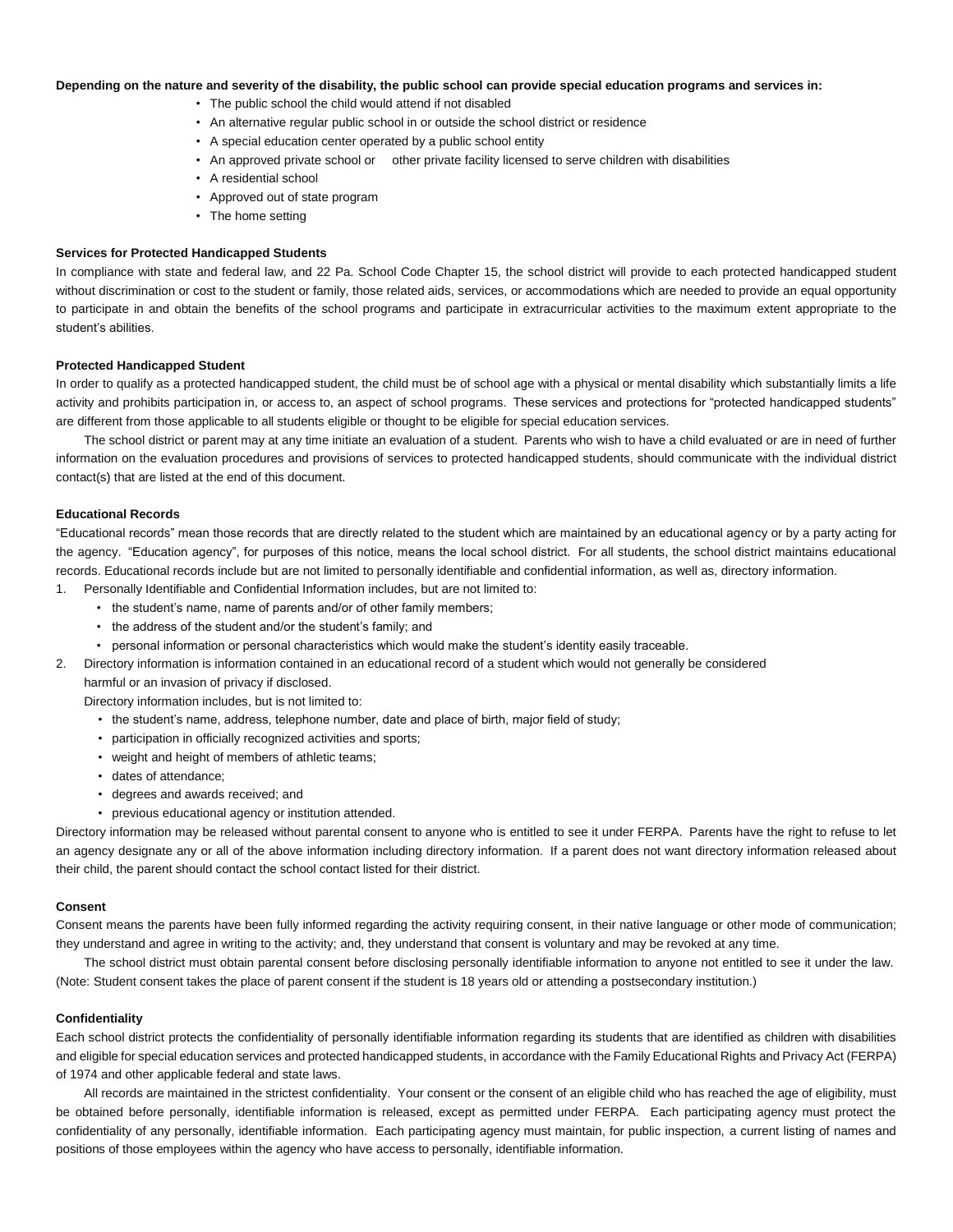**Depending on the nature and severity of the disability, the public school can provide special education programs and services in:**

- The public school the child would attend if not disabled
- An alternative regular public school in or outside the school district or residence
- A special education center operated by a public school entity
- An approved private school or other private facility licensed to serve children with disabilities
- A residential school
- Approved out of state program
- The home setting

### Services for Protected Handicapped Students

In compliance with state and federal law, and 22 Pa. School Code Chapter 15, the school district will provide to each protected handicapped student without discrimination or cost to the student or family, those related aids, services, or accommodations which are needed to provide an equal opportunity to participate in and obtain the benefits of the school programs and participate in extracurricular activities to the maximum extent appropriate to the student's abilities.

### Protected Handicapped Student

In order to qualify as a protected handicapped student, the child must be of school age with a physical or mental disability which substantially limits a life activity and prohibits participation in, or access to, an aspect of school programs. These services and protections for "protected handicapped students" are different from those applicable to all students eligible or thought to be eligible for special education services.

The school district or parent may at any time initiate an evaluation of a student. Parents who wish to have a child evaluated or are in need of further information on the evaluation procedures and provisions of services to protected handicapped students, should communicate with the individual district contact(s) that are listed at the end of this document.

### Educational Records

"Educational records" mean those records that are directly related to the student which are maintained by an educational agency or by a party acting for the agency. "Education agency", for purposes of this notice, means the local school district. For all students, the school district maintains educational records. Educational records include but are not limited to personally identifiable and confidential information, as well as, directory information.

1. Personally Identifiable and Confidential Information includes, but are not limited to:
   - the student's name, name of parents and/or of other family members;
   - the address of the student and/or the student's family; and
   - personal information or personal characteristics which would make the student's identity easily traceable.
2. Directory information is information contained in an educational record of a student which would not generally be considered harmful or an invasion of privacy if disclosed.

   Directory information includes, but is not limited to:
   - the student's name, address, telephone number, date and place of birth, major field of study;
   - participation in officially recognized activities and sports;
   - weight and height of members of athletic teams;
   - dates of attendance;
   - degrees and awards received; and
   - previous educational agency or institution attended.

Directory information may be released without parental consent to anyone who is entitled to see it under FERPA. Parents have the right to refuse to let an agency designate any or all of the above information including directory information. If a parent does not want directory information released about their child, the parent should contact the school contact listed for their district.

### Consent

Consent means the parents have been fully informed regarding the activity requiring consent, in their native language or other mode of communication; they understand and agree in writing to the activity; and, they understand that consent is voluntary and may be revoked at any time.

The school district must obtain parental consent before disclosing personally identifiable information to anyone not entitled to see it under the law. (Note: Student consent takes the place of parent consent if the student is 18 years old or attending a postsecondary institution.)

### Confidentiality

Each school district protects the confidentiality of personally identifiable information regarding its students that are identified as children with disabilities and eligible for special education services and protected handicapped students, in accordance with the Family Educational Rights and Privacy Act (FERPA) of 1974 and other applicable federal and state laws.

All records are maintained in the strictest confidentiality. Your consent or the consent of an eligible child who has reached the age of eligibility, must be obtained before personally, identifiable information is released, except as permitted under FERPA. Each participating agency must protect the confidentiality of any personally, identifiable information. Each participating agency must maintain, for public inspection, a current listing of names and positions of those employees within the agency who have access to personally, identifiable information.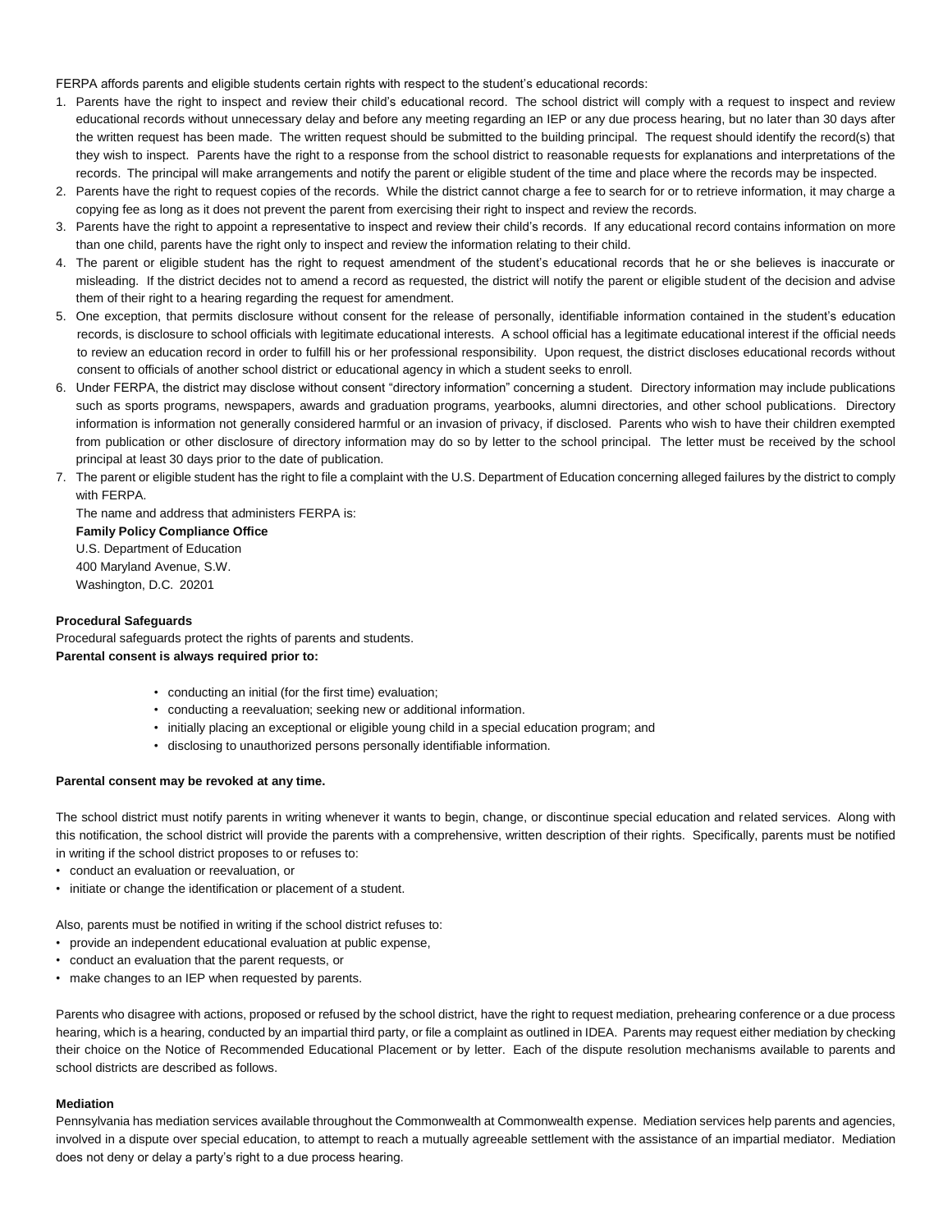FERPA affords parents and eligible students certain rights with respect to the student's educational records:

1. Parents have the right to inspect and review their child's educational record. The school district will comply with a request to inspect and review educational records without unnecessary delay and before any meeting regarding an IEP or any due process hearing, but no later than 30 days after the written request has been made. The written request should be submitted to the building principal. The request should identify the record(s) that they wish to inspect. Parents have the right to a response from the school district to reasonable requests for explanations and interpretations of the records. The principal will make arrangements and notify the parent or eligible student of the time and place where the records may be inspected.
2. Parents have the right to request copies of the records. While the district cannot charge a fee to search for or to retrieve information, it may charge a copying fee as long as it does not prevent the parent from exercising their right to inspect and review the records.
3. Parents have the right to appoint a representative to inspect and review their child's records. If any educational record contains information on more than one child, parents have the right only to inspect and review the information relating to their child.
4. The parent or eligible student has the right to request amendment of the student's educational records that he or she believes is inaccurate or misleading. If the district decides not to amend a record as requested, the district will notify the parent or eligible student of the decision and advise them of their right to a hearing regarding the request for amendment.
5. One exception, that permits disclosure without consent for the release of personally, identifiable information contained in the student's education records, is disclosure to school officials with legitimate educational interests. A school official has a legitimate educational interest if the official needs to review an education record in order to fulfill his or her professional responsibility. Upon request, the district discloses educational records without consent to officials of another school district or educational agency in which a student seeks to enroll.
6. Under FERPA, the district may disclose without consent "directory information" concerning a student. Directory information may include publications such as sports programs, newspapers, awards and graduation programs, yearbooks, alumni directories, and other school publications. Directory information is information not generally considered harmful or an invasion of privacy, if disclosed. Parents who wish to have their children exempted from publication or other disclosure of directory information may do so by letter to the school principal. The letter must be received by the school principal at least 30 days prior to the date of publication.
7. The parent or eligible student has the right to file a complaint with the U.S. Department of Education concerning alleged failures by the district to comply with FERPA.

   The name and address that administers FERPA is:
   **Family Policy Compliance Office**
   U.S. Department of Education
   400 Maryland Avenue, S.W.
   Washington, D.C. 20201

**Procedural Safeguards**

Procedural safeguards protect the rights of parents and students.

**Parental consent is always required prior to:**

- conducting an initial (for the first time) evaluation;
- conducting a reevaluation; seeking new or additional information.
- initially placing an exceptional or eligible young child in a special education program; and
- disclosing to unauthorized persons personally identifiable information.

**Parental consent may be revoked at any time.**

The school district must notify parents in writing whenever it wants to begin, change, or discontinue special education and related services. Along with this notification, the school district will provide the parents with a comprehensive, written description of their rights. Specifically, parents must be notified in writing if the school district proposes to or refuses to:

- conduct an evaluation or reevaluation, or
- initiate or change the identification or placement of a student.

Also, parents must be notified in writing if the school district refuses to:

- provide an independent educational evaluation at public expense,
- conduct an evaluation that the parent requests, or
- make changes to an IEP when requested by parents.

Parents who disagree with actions, proposed or refused by the school district, have the right to request mediation, prehearing conference or a due process hearing, which is a hearing, conducted by an impartial third party, or file a complaint as outlined in IDEA. Parents may request either mediation by checking their choice on the Notice of Recommended Educational Placement or by letter. Each of the dispute resolution mechanisms available to parents and school districts are described as follows.

**Mediation**

Pennsylvania has mediation services available throughout the Commonwealth at Commonwealth expense. Mediation services help parents and agencies, involved in a dispute over special education, to attempt to reach a mutually agreeable settlement with the assistance of an impartial mediator. Mediation does not deny or delay a party's right to a due process hearing.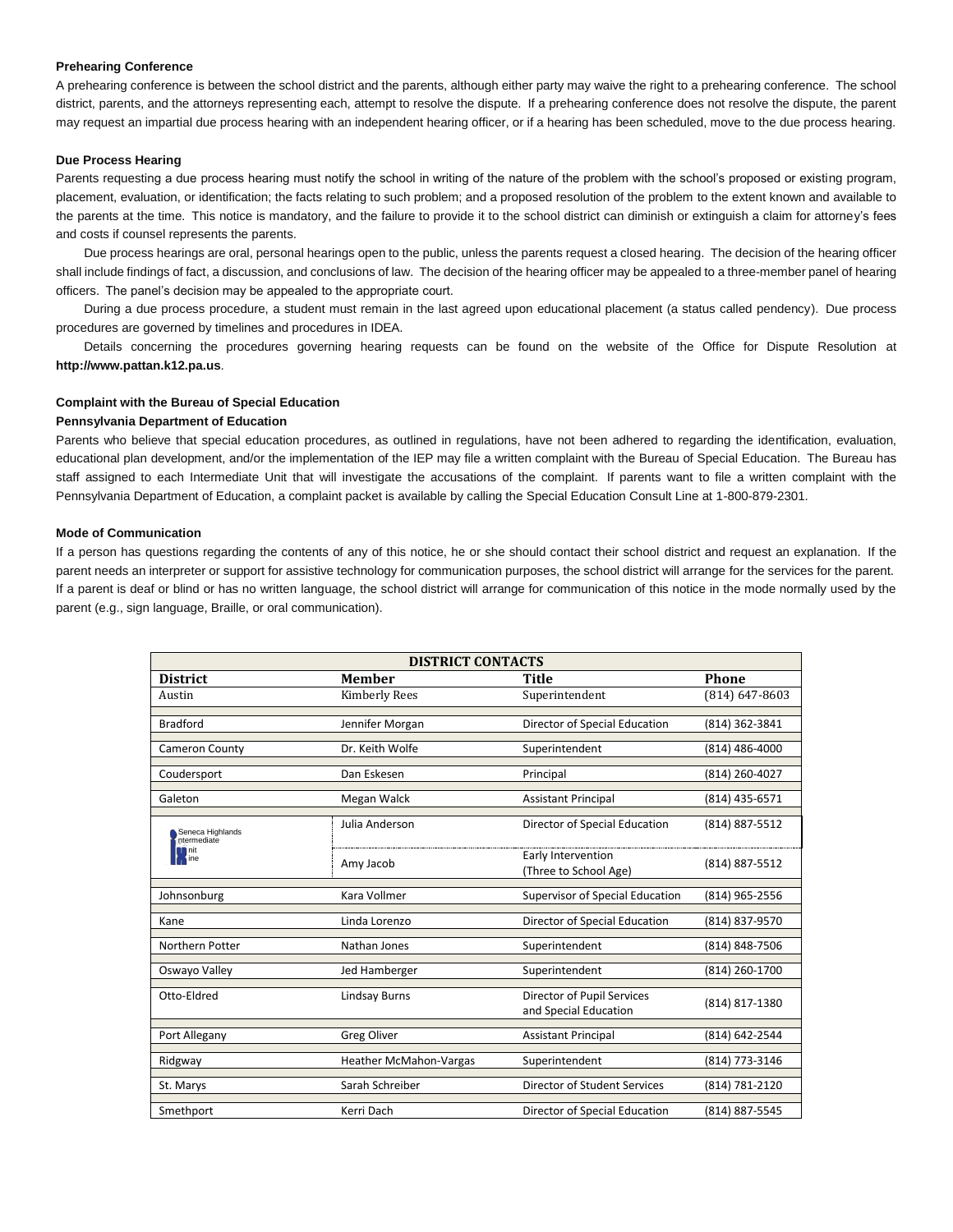### Prehearing Conference

A prehearing conference is between the school district and the parents, although either party may waive the right to a prehearing conference. The school district, parents, and the attorneys representing each, attempt to resolve the dispute. If a prehearing conference does not resolve the dispute, the parent may request an impartial due process hearing with an independent hearing officer, or if a hearing has been scheduled, move to the due process hearing.

### Due Process Hearing

Parents requesting a due process hearing must notify the school in writing of the nature of the problem with the school's proposed or existing program, placement, evaluation, or identification; the facts relating to such problem; and a proposed resolution of the problem to the extent known and available to the parents at the time. This notice is mandatory, and the failure to provide it to the school district can diminish or extinguish a claim for attorney's fees and costs if counsel represents the parents.

Due process hearings are oral, personal hearings open to the public, unless the parents request a closed hearing. The decision of the hearing officer shall include findings of fact, a discussion, and conclusions of law. The decision of the hearing officer may be appealed to a three-member panel of hearing officers. The panel's decision may be appealed to the appropriate court.

During a due process procedure, a student must remain in the last agreed upon educational placement (a status called pendency). Due process procedures are governed by timelines and procedures in IDEA.

Details concerning the procedures governing hearing requests can be found on the website of the Office for Dispute Resolution at **http://www.pattan.k12.pa.us**.

### Complaint with the Bureau of Special Education
### Pennsylvania Department of Education

Parents who believe that special education procedures, as outlined in regulations, have not been adhered to regarding the identification, evaluation, educational plan development, and/or the implementation of the IEP may file a written complaint with the Bureau of Special Education. The Bureau has staff assigned to each Intermediate Unit that will investigate the accusations of the complaint. If parents want to file a written complaint with the Pennsylvania Department of Education, a complaint packet is available by calling the Special Education Consult Line at 1-800-879-2301.

### Mode of Communication

If a person has questions regarding the contents of any of this notice, he or she should contact their school district and request an explanation. If the parent needs an interpreter or support for assistive technology for communication purposes, the school district will arrange for the services for the parent. If a parent is deaf or blind or has no written language, the school district will arrange for communication of this notice in the mode normally used by the parent (e.g., sign language, Braille, or oral communication).

**DISTRICT CONTACTS**

| District | Member | Title | Phone |
|---|---|---|---|
| Austin | Kimberly Rees | Superintendent | (814) 647-8603 |
| Bradford | Jennifer Morgan | Director of Special Education | (814) 362-3841 |
| Cameron County | Dr. Keith Wolfe | Superintendent | (814) 486-4000 |
| Coudersport | Dan Eskesen | Principal | (814) 260-4027 |
| Galeton | Megan Walck | Assistant Principal | (814) 435-6571 |
| Seneca Highlands Intermediate Unit Nine | Julia Anderson | Director of Special Education | (814) 887-5512 |
| | Amy Jacob | Early Intervention (Three to School Age) | (814) 887-5512 |
| Johnsonburg | Kara Vollmer | Supervisor of Special Education | (814) 965-2556 |
| Kane | Linda Lorenzo | Director of Special Education | (814) 837-9570 |
| Northern Potter | Nathan Jones | Superintendent | (814) 848-7506 |
| Oswayo Valley | Jed Hamberger | Superintendent | (814) 260-1700 |
| Otto-Eldred | Lindsay Burns | Director of Pupil Services and Special Education | (814) 817-1380 |
| Port Allegany | Greg Oliver | Assistant Principal | (814) 642-2544 |
| Ridgway | Heather McMahon-Vargas | Superintendent | (814) 773-3146 |
| St. Marys | Sarah Schreiber | Director of Student Services | (814) 781-2120 |
| Smethport | Kerri Dach | Director of Special Education | (814) 887-5545 |